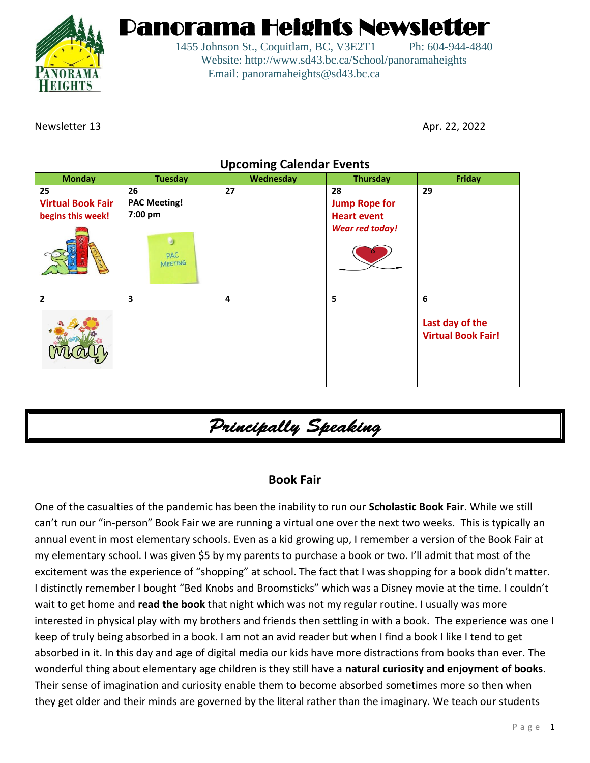# Panorama Heights Newsletter

1455 Johnson St., Coquitlam, BC, V3E2T1 Ph: 604-944-4840
Website: http://www.sd43.bc.ca/School/panoramaheights
Email: panoramaheights@sd43.bc.ca

Newsletter 13

Apr. 22, 2022

## Upcoming Calendar Events

| Monday | Tuesday | Wednesday | Thursday | Friday |
|---|---|---|---|---|
| 25<br>**Virtual Book Fair begins this week!** | 26<br>**PAC Meeting! 7:00 pm** | 27 | 28<br>**Jump Rope for Heart event**<br>***Wear red today!*** | 29 |
| 2 | 3 | 4 | 5 | 6<br>**Last day of the Virtual Book Fair!** |

## *Principally Speaking*

### Book Fair

One of the casualties of the pandemic has been the inability to run our **Scholastic Book Fair**. While we still can't run our "in-person" Book Fair we are running a virtual one over the next two weeks. This is typically an annual event in most elementary schools. Even as a kid growing up, I remember a version of the Book Fair at my elementary school. I was given $5 by my parents to purchase a book or two. I'll admit that most of the excitement was the experience of "shopping" at school. The fact that I was shopping for a book didn't matter. I distinctly remember I bought "Bed Knobs and Broomsticks" which was a Disney movie at the time. I couldn't wait to get home and **read the book** that night which was not my regular routine. I usually was more interested in physical play with my brothers and friends then settling in with a book. The experience was one I keep of truly being absorbed in a book. I am not an avid reader but when I find a book I like I tend to get absorbed in it. In this day and age of digital media our kids have more distractions from books than ever. The wonderful thing about elementary age children is they still have a **natural curiosity and enjoyment of books**. Their sense of imagination and curiosity enable them to become absorbed sometimes more so then when they get older and their minds are governed by the literal rather than the imaginary. We teach our students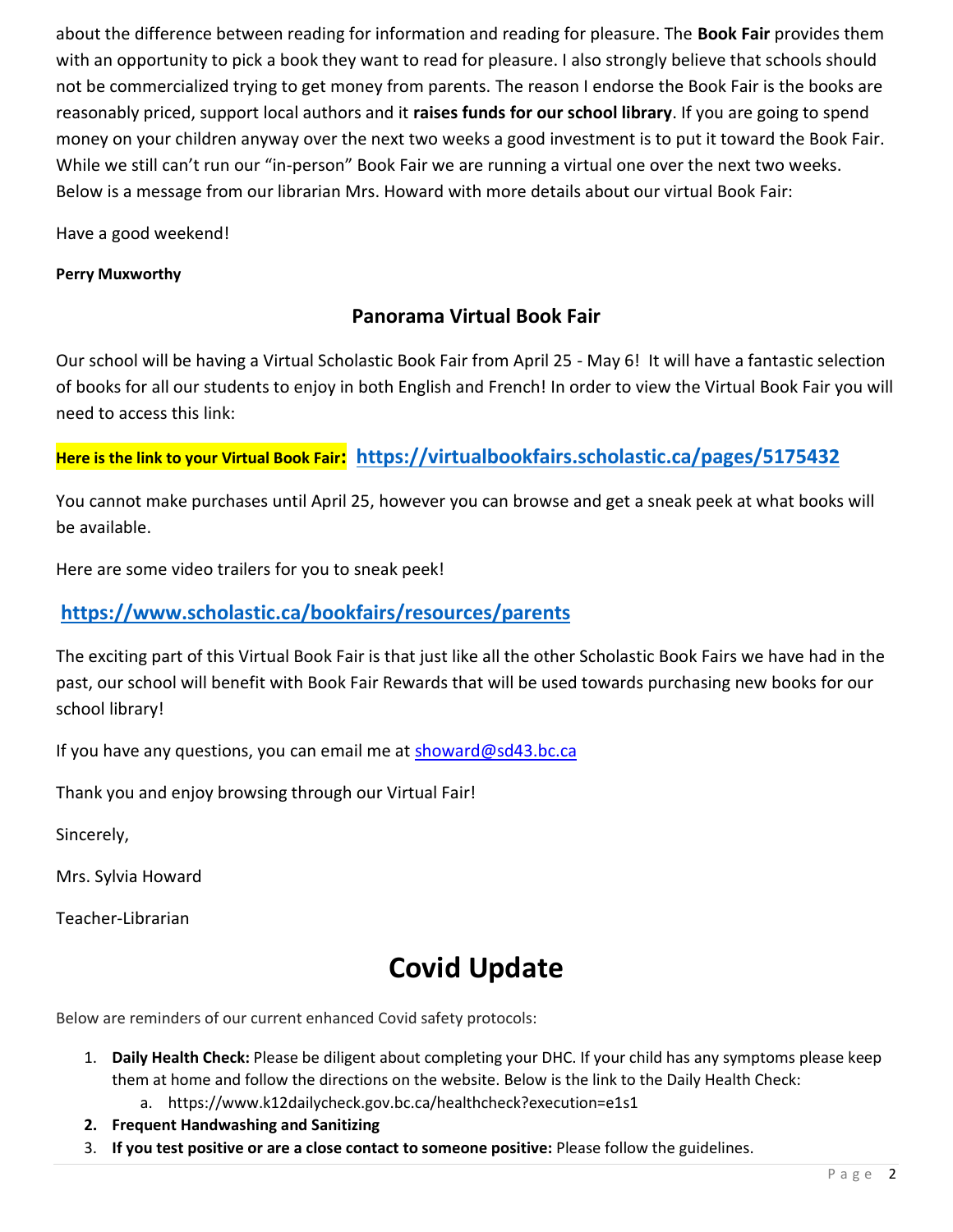about the difference between reading for information and reading for pleasure. The **Book Fair** provides them with an opportunity to pick a book they want to read for pleasure. I also strongly believe that schools should not be commercialized trying to get money from parents. The reason I endorse the Book Fair is the books are reasonably priced, support local authors and it **raises funds for our school library**. If you are going to spend money on your children anyway over the next two weeks a good investment is to put it toward the Book Fair. While we still can't run our "in-person" Book Fair we are running a virtual one over the next two weeks. Below is a message from our librarian Mrs. Howard with more details about our virtual Book Fair:

Have a good weekend!

**Perry Muxworthy**

### Panorama Virtual Book Fair

Our school will be having a Virtual Scholastic Book Fair from April 25 - May 6! It will have a fantastic selection of books for all our students to enjoy in both English and French! In order to view the Virtual Book Fair you will need to access this link:

**Here is the link to your Virtual Book Fair:** **https://virtualbookfairs.scholastic.ca/pages/5175432**

You cannot make purchases until April 25, however you can browse and get a sneak peek at what books will be available.

Here are some video trailers for you to sneak peek!

**https://www.scholastic.ca/bookfairs/resources/parents**

The exciting part of this Virtual Book Fair is that just like all the other Scholastic Book Fairs we have had in the past, our school will benefit with Book Fair Rewards that will be used towards purchasing new books for our school library!

If you have any questions, you can email me at showard@sd43.bc.ca

Thank you and enjoy browsing through our Virtual Fair!

Sincerely,

Mrs. Sylvia Howard

Teacher-Librarian

# Covid Update

Below are reminders of our current enhanced Covid safety protocols:

1. **Daily Health Check:** Please be diligent about completing your DHC. If your child has any symptoms please keep them at home and follow the directions on the website. Below is the link to the Daily Health Check:
   a. https://www.k12dailycheck.gov.bc.ca/healthcheck?execution=e1s1
2. **Frequent Handwashing and Sanitizing**
3. **If you test positive or are a close contact to someone positive:** Please follow the guidelines.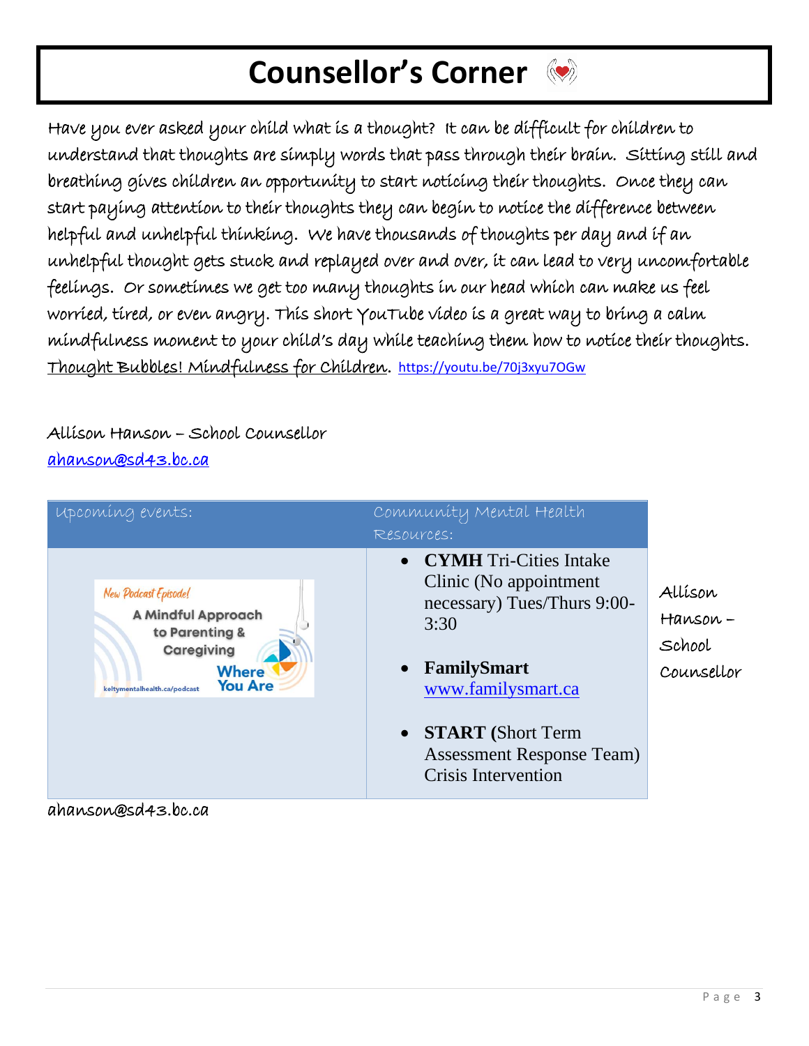# Counsellor's Corner

Have you ever asked your child what is a thought? It can be difficult for children to understand that thoughts are simply words that pass through their brain. Sitting still and breathing gives children an opportunity to start noticing their thoughts. Once they can start paying attention to their thoughts they can begin to notice the difference between helpful and unhelpful thinking. We have thousands of thoughts per day and if an unhelpful thought gets stuck and replayed over and over, it can lead to very uncomfortable feelings. Or sometimes we get too many thoughts in our head which can make us feel worried, tired, or even angry. This short YouTube video is a great way to bring a calm mindfulness moment to your child's day while teaching them how to notice their thoughts. Thought Bubbles! Mindfulness for Children. https://youtu.be/70j3xyu7OGw

Allison Hanson – School Counsellor
ahanson@sd43.bc.ca

| Upcoming events: | Community Mental Health Resources: |
|---|---|
| New Podcast Episode! A Mindful Approach to Parenting & Caregiving — Where You Are — keltymentalhealth.ca/podcast | • **CYMH** Tri-Cities Intake Clinic (No appointment necessary) Tues/Thurs 9:00-3:30<br>• **FamilySmart** www.familysmart.ca<br>• **START (**Short Term Assessment Response Team) Crisis Intervention |

Allison Hanson – School Counsellor

ahanson@sd43.bc.ca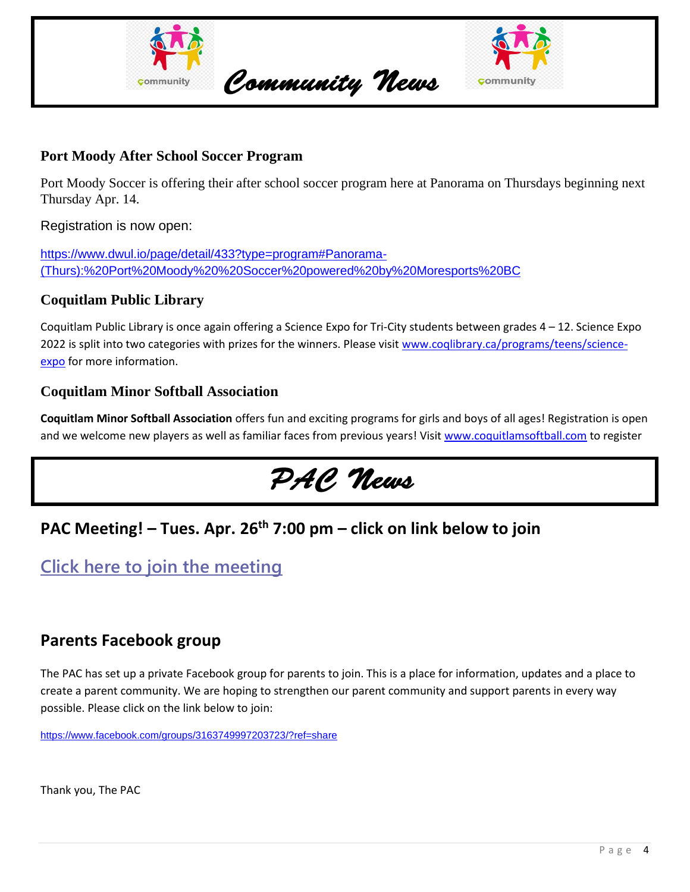# Community News

### Port Moody After School Soccer Program

Port Moody Soccer is offering their after school soccer program here at Panorama on Thursdays beginning next Thursday Apr. 14.

Registration is now open:

https://www.dwul.io/page/detail/433?type=program#Panorama-(Thurs):%20Port%20Moody%20%20Soccer%20powered%20by%20Moresports%20BC

### Coquitlam Public Library

Coquitlam Public Library is once again offering a Science Expo for Tri-City students between grades 4 – 12. Science Expo 2022 is split into two categories with prizes for the winners. Please visit www.coqlibrary.ca/programs/teens/science-expo for more information.

### Coquitlam Minor Softball Association

**Coquitlam Minor Softball Association** offers fun and exciting programs for girls and boys of all ages! Registration is open and we welcome new players as well as familiar faces from previous years! Visit www.coquitlamsoftball.com to register

# PAC News

## PAC Meeting! – Tues. Apr. 26th 7:00 pm – click on link below to join

## Click here to join the meeting

## Parents Facebook group

The PAC has set up a private Facebook group for parents to join. This is a place for information, updates and a place to create a parent community. We are hoping to strengthen our parent community and support parents in every way possible. Please click on the link below to join:

https://www.facebook.com/groups/3163749997203723/?ref=share

Thank you, The PAC